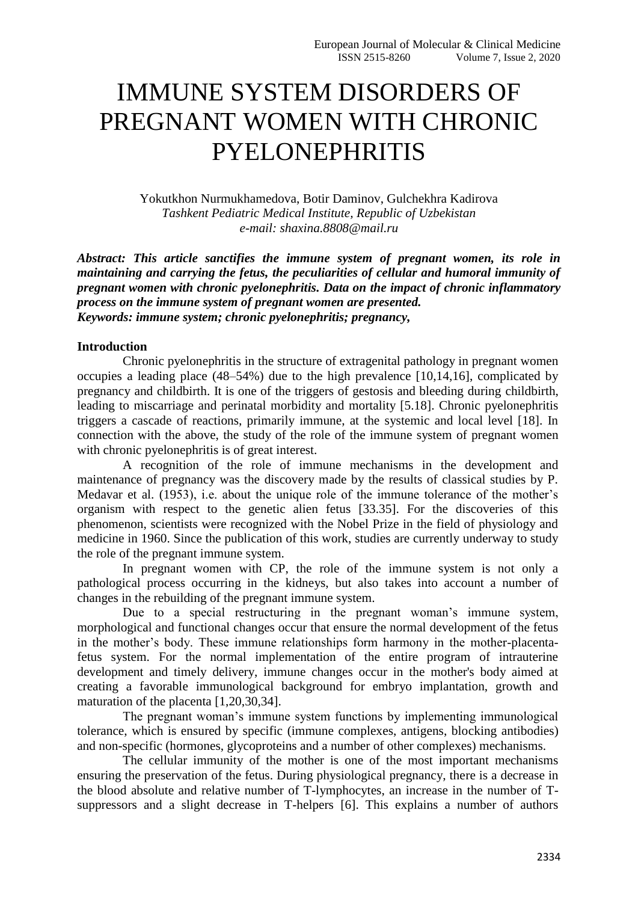# IMMUNE SYSTEM DISORDERS OF PREGNANT WOMEN WITH CHRONIC PYELONEPHRITIS

Yokutkhon Nurmukhamedova, Botir Daminov, Gulchekhra Kadirova
*Tashkent Pediatric Medical Institute, Republic of Uzbekistan*
*e-mail: shaxina.8808@mail.ru*

***Abstract: This article sanctifies the immune system of pregnant women, its role in maintaining and carrying the fetus, the peculiarities of cellular and humoral immunity of pregnant women with chronic pyelonephritis. Data on the impact of chronic inflammatory process on the immune system of pregnant women are presented.***
***Keywords: immune system; chronic pyelonephritis; pregnancy,***

**Introduction**

Chronic pyelonephritis in the structure of extragenital pathology in pregnant women occupies a leading place (48–54%) due to the high prevalence [10,14,16], complicated by pregnancy and childbirth. It is one of the triggers of gestosis and bleeding during childbirth, leading to miscarriage and perinatal morbidity and mortality [5.18]. Chronic pyelonephritis triggers a cascade of reactions, primarily immune, at the systemic and local level [18]. In connection with the above, the study of the role of the immune system of pregnant women with chronic pyelonephritis is of great interest.

A recognition of the role of immune mechanisms in the development and maintenance of pregnancy was the discovery made by the results of classical studies by P. Medavar et al. (1953), i.e. about the unique role of the immune tolerance of the mother's organism with respect to the genetic alien fetus [33.35]. For the discoveries of this phenomenon, scientists were recognized with the Nobel Prize in the field of physiology and medicine in 1960. Since the publication of this work, studies are currently underway to study the role of the pregnant immune system.

In pregnant women with CP, the role of the immune system is not only a pathological process occurring in the kidneys, but also takes into account a number of changes in the rebuilding of the pregnant immune system.

Due to a special restructuring in the pregnant woman's immune system, morphological and functional changes occur that ensure the normal development of the fetus in the mother's body. These immune relationships form harmony in the mother-placenta-fetus system. For the normal implementation of the entire program of intrauterine development and timely delivery, immune changes occur in the mother's body aimed at creating a favorable immunological background for embryo implantation, growth and maturation of the placenta [1,20,30,34].

The pregnant woman's immune system functions by implementing immunological tolerance, which is ensured by specific (immune complexes, antigens, blocking antibodies) and non-specific (hormones, glycoproteins and a number of other complexes) mechanisms.

The cellular immunity of the mother is one of the most important mechanisms ensuring the preservation of the fetus. During physiological pregnancy, there is a decrease in the blood absolute and relative number of T-lymphocytes, an increase in the number of T-suppressors and a slight decrease in T-helpers [6]. This explains a number of authors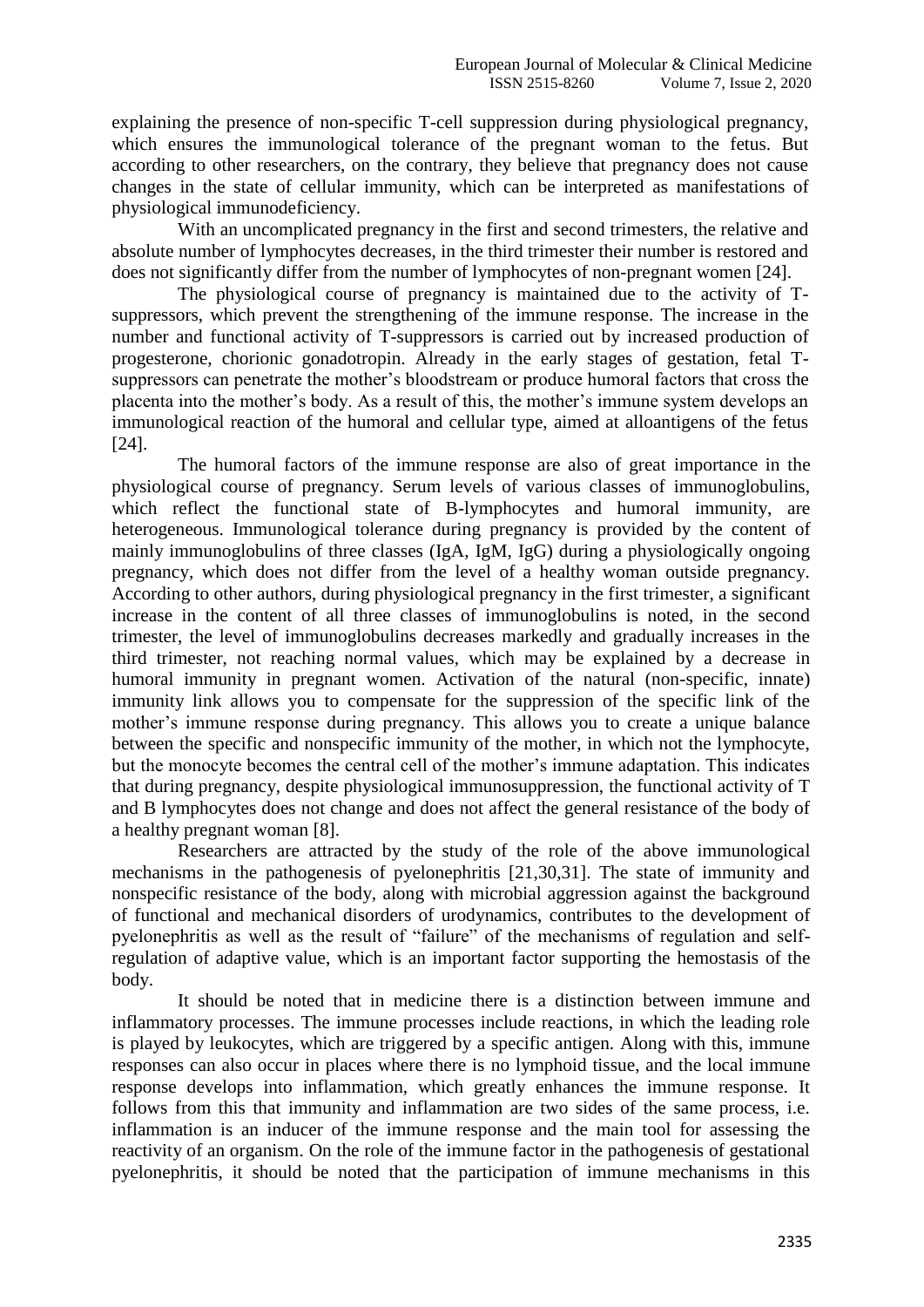explaining the presence of non-specific T-cell suppression during physiological pregnancy, which ensures the immunological tolerance of the pregnant woman to the fetus. But according to other researchers, on the contrary, they believe that pregnancy does not cause changes in the state of cellular immunity, which can be interpreted as manifestations of physiological immunodeficiency.

With an uncomplicated pregnancy in the first and second trimesters, the relative and absolute number of lymphocytes decreases, in the third trimester their number is restored and does not significantly differ from the number of lymphocytes of non-pregnant women [24].

The physiological course of pregnancy is maintained due to the activity of T-suppressors, which prevent the strengthening of the immune response. The increase in the number and functional activity of T-suppressors is carried out by increased production of progesterone, chorionic gonadotropin. Already in the early stages of gestation, fetal T-suppressors can penetrate the mother's bloodstream or produce humoral factors that cross the placenta into the mother's body. As a result of this, the mother's immune system develops an immunological reaction of the humoral and cellular type, aimed at alloantigens of the fetus [24].

The humoral factors of the immune response are also of great importance in the physiological course of pregnancy. Serum levels of various classes of immunoglobulins, which reflect the functional state of B-lymphocytes and humoral immunity, are heterogeneous. Immunological tolerance during pregnancy is provided by the content of mainly immunoglobulins of three classes (IgA, IgM, IgG) during a physiologically ongoing pregnancy, which does not differ from the level of a healthy woman outside pregnancy. According to other authors, during physiological pregnancy in the first trimester, a significant increase in the content of all three classes of immunoglobulins is noted, in the second trimester, the level of immunoglobulins decreases markedly and gradually increases in the third trimester, not reaching normal values, which may be explained by a decrease in humoral immunity in pregnant women. Activation of the natural (non-specific, innate) immunity link allows you to compensate for the suppression of the specific link of the mother's immune response during pregnancy. This allows you to create a unique balance between the specific and nonspecific immunity of the mother, in which not the lymphocyte, but the monocyte becomes the central cell of the mother's immune adaptation. This indicates that during pregnancy, despite physiological immunosuppression, the functional activity of T and B lymphocytes does not change and does not affect the general resistance of the body of a healthy pregnant woman [8].

Researchers are attracted by the study of the role of the above immunological mechanisms in the pathogenesis of pyelonephritis [21,30,31]. The state of immunity and nonspecific resistance of the body, along with microbial aggression against the background of functional and mechanical disorders of urodynamics, contributes to the development of pyelonephritis as well as the result of "failure" of the mechanisms of regulation and self-regulation of adaptive value, which is an important factor supporting the hemostasis of the body.

It should be noted that in medicine there is a distinction between immune and inflammatory processes. The immune processes include reactions, in which the leading role is played by leukocytes, which are triggered by a specific antigen. Along with this, immune responses can also occur in places where there is no lymphoid tissue, and the local immune response develops into inflammation, which greatly enhances the immune response. It follows from this that immunity and inflammation are two sides of the same process, i.e. inflammation is an inducer of the immune response and the main tool for assessing the reactivity of an organism. On the role of the immune factor in the pathogenesis of gestational pyelonephritis, it should be noted that the participation of immune mechanisms in this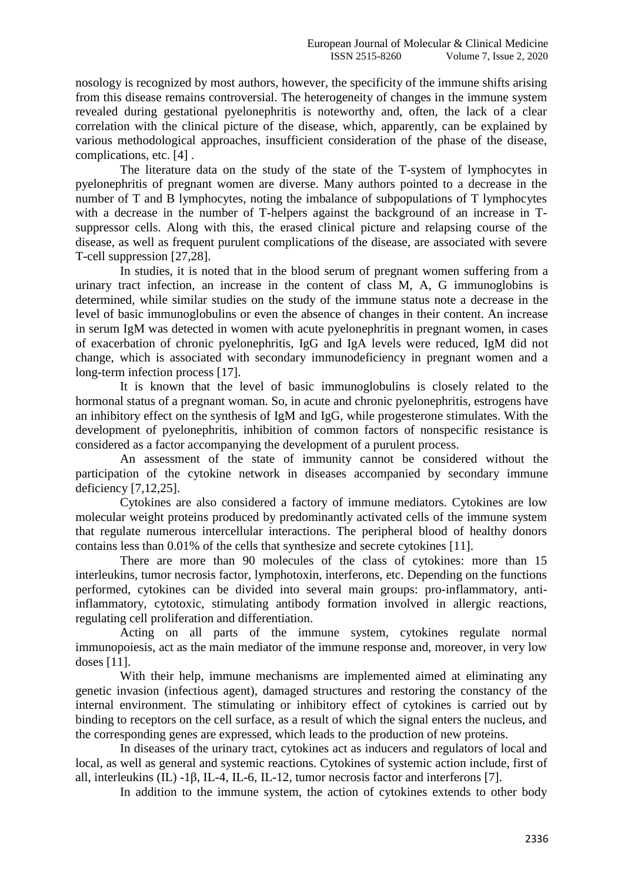nosology is recognized by most authors, however, the specificity of the immune shifts arising from this disease remains controversial. The heterogeneity of changes in the immune system revealed during gestational pyelonephritis is noteworthy and, often, the lack of a clear correlation with the clinical picture of the disease, which, apparently, can be explained by various methodological approaches, insufficient consideration of the phase of the disease, complications, etc. [4] .

The literature data on the study of the state of the T-system of lymphocytes in pyelonephritis of pregnant women are diverse. Many authors pointed to a decrease in the number of T and B lymphocytes, noting the imbalance of subpopulations of T lymphocytes with a decrease in the number of T-helpers against the background of an increase in T-suppressor cells. Along with this, the erased clinical picture and relapsing course of the disease, as well as frequent purulent complications of the disease, are associated with severe T-cell suppression [27,28].

In studies, it is noted that in the blood serum of pregnant women suffering from a urinary tract infection, an increase in the content of class M, A, G immunoglobins is determined, while similar studies on the study of the immune status note a decrease in the level of basic immunoglobulins or even the absence of changes in their content. An increase in serum IgM was detected in women with acute pyelonephritis in pregnant women, in cases of exacerbation of chronic pyelonephritis, IgG and IgA levels were reduced, IgM did not change, which is associated with secondary immunodeficiency in pregnant women and a long-term infection process [17].

It is known that the level of basic immunoglobulins is closely related to the hormonal status of a pregnant woman. So, in acute and chronic pyelonephritis, estrogens have an inhibitory effect on the synthesis of IgM and IgG, while progesterone stimulates. With the development of pyelonephritis, inhibition of common factors of nonspecific resistance is considered as a factor accompanying the development of a purulent process.

An assessment of the state of immunity cannot be considered without the participation of the cytokine network in diseases accompanied by secondary immune deficiency [7,12,25].

Cytokines are also considered a factory of immune mediators. Cytokines are low molecular weight proteins produced by predominantly activated cells of the immune system that regulate numerous intercellular interactions. The peripheral blood of healthy donors contains less than 0.01% of the cells that synthesize and secrete cytokines [11].

There are more than 90 molecules of the class of cytokines: more than 15 interleukins, tumor necrosis factor, lymphotoxin, interferons, etc. Depending on the functions performed, cytokines can be divided into several main groups: pro-inflammatory, anti-inflammatory, cytotoxic, stimulating antibody formation involved in allergic reactions, regulating cell proliferation and differentiation.

Acting on all parts of the immune system, cytokines regulate normal immunopoiesis, act as the main mediator of the immune response and, moreover, in very low doses [11].

With their help, immune mechanisms are implemented aimed at eliminating any genetic invasion (infectious agent), damaged structures and restoring the constancy of the internal environment. The stimulating or inhibitory effect of cytokines is carried out by binding to receptors on the cell surface, as a result of which the signal enters the nucleus, and the corresponding genes are expressed, which leads to the production of new proteins.

In diseases of the urinary tract, cytokines act as inducers and regulators of local and local, as well as general and systemic reactions. Cytokines of systemic action include, first of all, interleukins (IL) -1β, IL-4, IL-6, IL-12, tumor necrosis factor and interferons [7].

In addition to the immune system, the action of cytokines extends to other body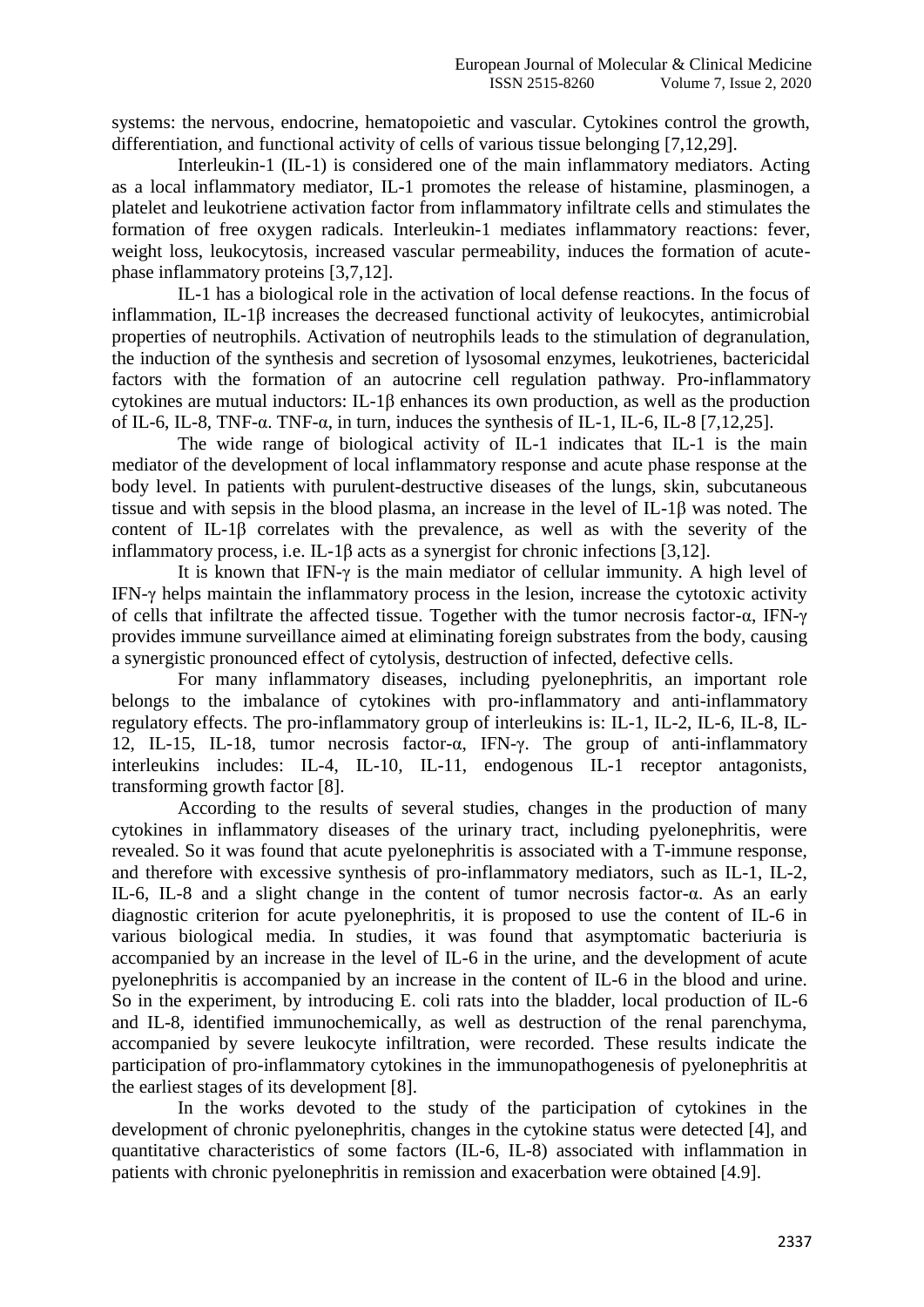systems: the nervous, endocrine, hematopoietic and vascular. Cytokines control the growth, differentiation, and functional activity of cells of various tissue belonging [7,12,29].

Interleukin-1 (IL-1) is considered one of the main inflammatory mediators. Acting as a local inflammatory mediator, IL-1 promotes the release of histamine, plasminogen, a platelet and leukotriene activation factor from inflammatory infiltrate cells and stimulates the formation of free oxygen radicals. Interleukin-1 mediates inflammatory reactions: fever, weight loss, leukocytosis, increased vascular permeability, induces the formation of acute-phase inflammatory proteins [3,7,12].

IL-1 has a biological role in the activation of local defense reactions. In the focus of inflammation, IL-1β increases the decreased functional activity of leukocytes, antimicrobial properties of neutrophils. Activation of neutrophils leads to the stimulation of degranulation, the induction of the synthesis and secretion of lysosomal enzymes, leukotrienes, bactericidal factors with the formation of an autocrine cell regulation pathway. Pro-inflammatory cytokines are mutual inductors: IL-1β enhances its own production, as well as the production of IL-6, IL-8, TNF-α. TNF-α, in turn, induces the synthesis of IL-1, IL-6, IL-8 [7,12,25].

The wide range of biological activity of IL-1 indicates that IL-1 is the main mediator of the development of local inflammatory response and acute phase response at the body level. In patients with purulent-destructive diseases of the lungs, skin, subcutaneous tissue and with sepsis in the blood plasma, an increase in the level of IL-1β was noted. The content of IL-1β correlates with the prevalence, as well as with the severity of the inflammatory process, i.e. IL-1β acts as a synergist for chronic infections [3,12].

It is known that IFN-γ is the main mediator of cellular immunity. A high level of IFN-γ helps maintain the inflammatory process in the lesion, increase the cytotoxic activity of cells that infiltrate the affected tissue. Together with the tumor necrosis factor-α, IFN-γ provides immune surveillance aimed at eliminating foreign substrates from the body, causing a synergistic pronounced effect of cytolysis, destruction of infected, defective cells.

For many inflammatory diseases, including pyelonephritis, an important role belongs to the imbalance of cytokines with pro-inflammatory and anti-inflammatory regulatory effects. The pro-inflammatory group of interleukins is: IL-1, IL-2, IL-6, IL-8, IL-12, IL-15, IL-18, tumor necrosis factor-α, IFN-γ. The group of anti-inflammatory interleukins includes: IL-4, IL-10, IL-11, endogenous IL-1 receptor antagonists, transforming growth factor [8].

According to the results of several studies, changes in the production of many cytokines in inflammatory diseases of the urinary tract, including pyelonephritis, were revealed. So it was found that acute pyelonephritis is associated with a T-immune response, and therefore with excessive synthesis of pro-inflammatory mediators, such as IL-1, IL-2, IL-6, IL-8 and a slight change in the content of tumor necrosis factor-α. As an early diagnostic criterion for acute pyelonephritis, it is proposed to use the content of IL-6 in various biological media. In studies, it was found that asymptomatic bacteriuria is accompanied by an increase in the level of IL-6 in the urine, and the development of acute pyelonephritis is accompanied by an increase in the content of IL-6 in the blood and urine. So in the experiment, by introducing E. coli rats into the bladder, local production of IL-6 and IL-8, identified immunochemically, as well as destruction of the renal parenchyma, accompanied by severe leukocyte infiltration, were recorded. These results indicate the participation of pro-inflammatory cytokines in the immunopathogenesis of pyelonephritis at the earliest stages of its development [8].

In the works devoted to the study of the participation of cytokines in the development of chronic pyelonephritis, changes in the cytokine status were detected [4], and quantitative characteristics of some factors (IL-6, IL-8) associated with inflammation in patients with chronic pyelonephritis in remission and exacerbation were obtained [4.9].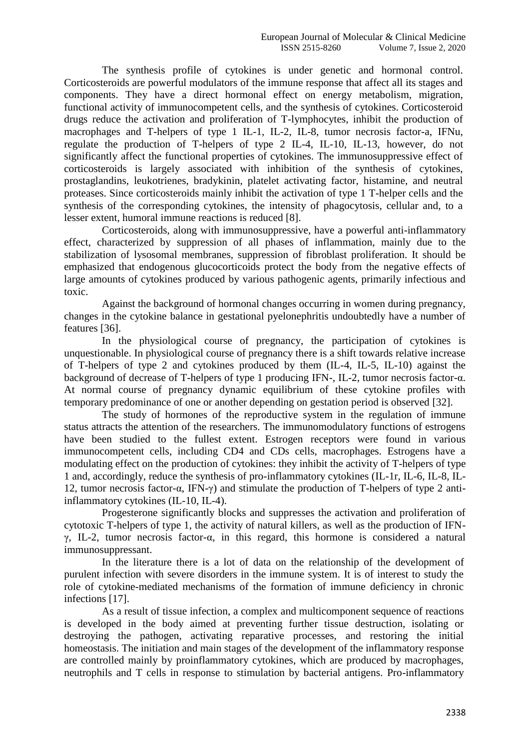The synthesis profile of cytokines is under genetic and hormonal control. Corticosteroids are powerful modulators of the immune response that affect all its stages and components. They have a direct hormonal effect on energy metabolism, migration, functional activity of immunocompetent cells, and the synthesis of cytokines. Corticosteroid drugs reduce the activation and proliferation of T-lymphocytes, inhibit the production of macrophages and T-helpers of type 1 IL-1, IL-2, IL-8, tumor necrosis factor-a, IFNu, regulate the production of T-helpers of type 2 IL-4, IL-10, IL-13, however, do not significantly affect the functional properties of cytokines. The immunosuppressive effect of corticosteroids is largely associated with inhibition of the synthesis of cytokines, prostaglandins, leukotrienes, bradykinin, platelet activating factor, histamine, and neutral proteases. Since corticosteroids mainly inhibit the activation of type 1 T-helper cells and the synthesis of the corresponding cytokines, the intensity of phagocytosis, cellular and, to a lesser extent, humoral immune reactions is reduced [8].

Corticosteroids, along with immunosuppressive, have a powerful anti-inflammatory effect, characterized by suppression of all phases of inflammation, mainly due to the stabilization of lysosomal membranes, suppression of fibroblast proliferation. It should be emphasized that endogenous glucocorticoids protect the body from the negative effects of large amounts of cytokines produced by various pathogenic agents, primarily infectious and toxic.

Against the background of hormonal changes occurring in women during pregnancy, changes in the cytokine balance in gestational pyelonephritis undoubtedly have a number of features [36].

In the physiological course of pregnancy, the participation of cytokines is unquestionable. In physiological course of pregnancy there is a shift towards relative increase of T-helpers of type 2 and cytokines produced by them (IL-4, IL-5, IL-10) against the background of decrease of T-helpers of type 1 producing IFN-, IL-2, tumor necrosis factor-α. At normal course of pregnancy dynamic equilibrium of these cytokine profiles with temporary predominance of one or another depending on gestation period is observed [32].

The study of hormones of the reproductive system in the regulation of immune status attracts the attention of the researchers. The immunomodulatory functions of estrogens have been studied to the fullest extent. Estrogen receptors were found in various immunocompetent cells, including CD4 and CDs cells, macrophages. Estrogens have a modulating effect on the production of cytokines: they inhibit the activity of T-helpers of type 1 and, accordingly, reduce the synthesis of pro-inflammatory cytokines (IL-1r, IL-6, IL-8, IL-12, tumor necrosis factor-α, IFN-γ) and stimulate the production of T-helpers of type 2 anti-inflammatory cytokines (IL-10, IL-4).

Progesterone significantly blocks and suppresses the activation and proliferation of cytotoxic T-helpers of type 1, the activity of natural killers, as well as the production of IFN-γ, IL-2, tumor necrosis factor-α, in this regard, this hormone is considered a natural immunosuppressant.

In the literature there is a lot of data on the relationship of the development of purulent infection with severe disorders in the immune system. It is of interest to study the role of cytokine-mediated mechanisms of the formation of immune deficiency in chronic infections [17].

As a result of tissue infection, a complex and multicomponent sequence of reactions is developed in the body aimed at preventing further tissue destruction, isolating or destroying the pathogen, activating reparative processes, and restoring the initial homeostasis. The initiation and main stages of the development of the inflammatory response are controlled mainly by proinflammatory cytokines, which are produced by macrophages, neutrophils and T cells in response to stimulation by bacterial antigens. Pro-inflammatory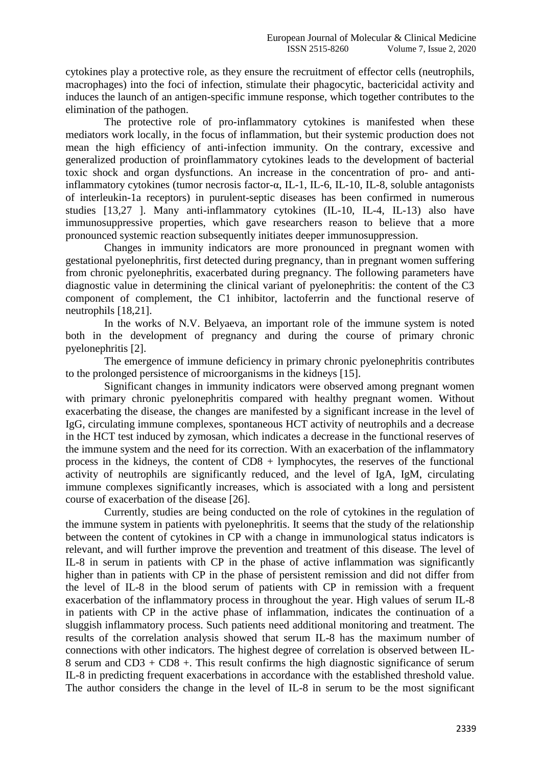cytokines play a protective role, as they ensure the recruitment of effector cells (neutrophils, macrophages) into the foci of infection, stimulate their phagocytic, bactericidal activity and induces the launch of an antigen-specific immune response, which together contributes to the elimination of the pathogen.

The protective role of pro-inflammatory cytokines is manifested when these mediators work locally, in the focus of inflammation, but their systemic production does not mean the high efficiency of anti-infection immunity. On the contrary, excessive and generalized production of proinflammatory cytokines leads to the development of bacterial toxic shock and organ dysfunctions. An increase in the concentration of pro- and anti-inflammatory cytokines (tumor necrosis factor-α, IL-1, IL-6, IL-10, IL-8, soluble antagonists of interleukin-1a receptors) in purulent-septic diseases has been confirmed in numerous studies [13,27 ]. Many anti-inflammatory cytokines (IL-10, IL-4, IL-13) also have immunosuppressive properties, which gave researchers reason to believe that a more pronounced systemic reaction subsequently initiates deeper immunosuppression.

Changes in immunity indicators are more pronounced in pregnant women with gestational pyelonephritis, first detected during pregnancy, than in pregnant women suffering from chronic pyelonephritis, exacerbated during pregnancy. The following parameters have diagnostic value in determining the clinical variant of pyelonephritis: the content of the C3 component of complement, the C1 inhibitor, lactoferrin and the functional reserve of neutrophils [18,21].

In the works of N.V. Belyaeva, an important role of the immune system is noted both in the development of pregnancy and during the course of primary chronic pyelonephritis [2].

The emergence of immune deficiency in primary chronic pyelonephritis contributes to the prolonged persistence of microorganisms in the kidneys [15].

Significant changes in immunity indicators were observed among pregnant women with primary chronic pyelonephritis compared with healthy pregnant women. Without exacerbating the disease, the changes are manifested by a significant increase in the level of IgG, circulating immune complexes, spontaneous HCT activity of neutrophils and a decrease in the HCT test induced by zymosan, which indicates a decrease in the functional reserves of the immune system and the need for its correction. With an exacerbation of the inflammatory process in the kidneys, the content of CD8 + lymphocytes, the reserves of the functional activity of neutrophils are significantly reduced, and the level of IgA, IgM, circulating immune complexes significantly increases, which is associated with a long and persistent course of exacerbation of the disease [26].

Currently, studies are being conducted on the role of cytokines in the regulation of the immune system in patients with pyelonephritis. It seems that the study of the relationship between the content of cytokines in CP with a change in immunological status indicators is relevant, and will further improve the prevention and treatment of this disease. The level of IL-8 in serum in patients with CP in the phase of active inflammation was significantly higher than in patients with CP in the phase of persistent remission and did not differ from the level of IL-8 in the blood serum of patients with CP in remission with a frequent exacerbation of the inflammatory process in throughout the year. High values of serum IL-8 in patients with CP in the active phase of inflammation, indicates the continuation of a sluggish inflammatory process. Such patients need additional monitoring and treatment. The results of the correlation analysis showed that serum IL-8 has the maximum number of connections with other indicators. The highest degree of correlation is observed between IL-8 serum and CD3 + CD8 +. This result confirms the high diagnostic significance of serum IL-8 in predicting frequent exacerbations in accordance with the established threshold value. The author considers the change in the level of IL-8 in serum to be the most significant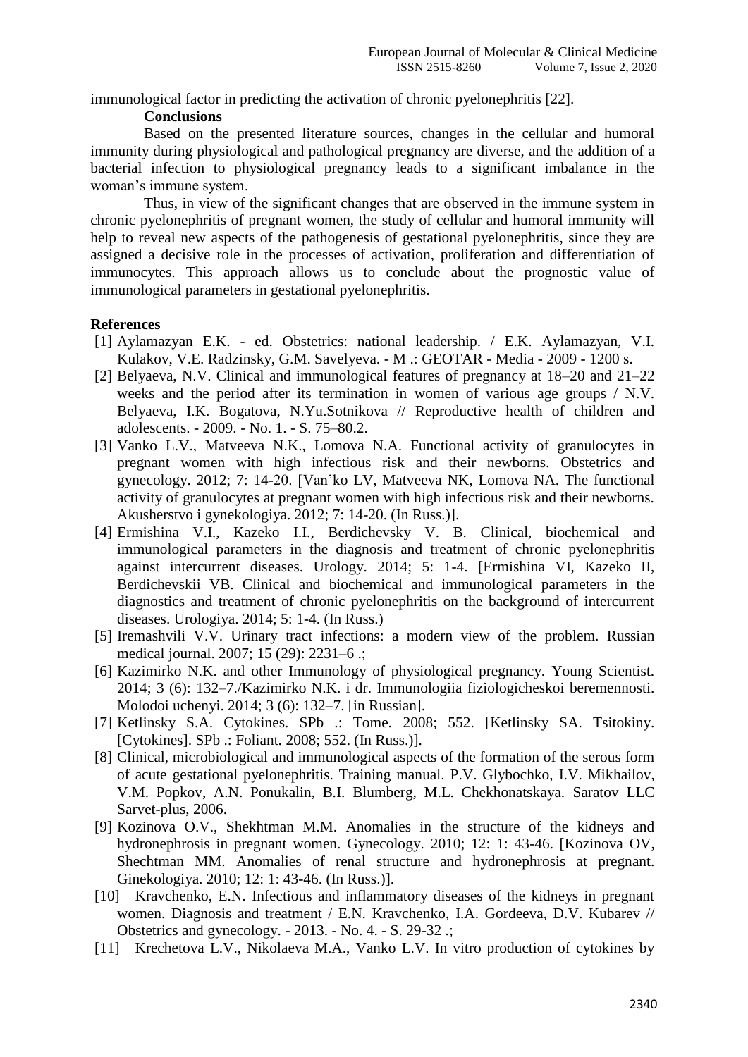immunological factor in predicting the activation of chronic pyelonephritis [22].

**Conclusions**

Based on the presented literature sources, changes in the cellular and humoral immunity during physiological and pathological pregnancy are diverse, and the addition of a bacterial infection to physiological pregnancy leads to a significant imbalance in the woman's immune system.

Thus, in view of the significant changes that are observed in the immune system in chronic pyelonephritis of pregnant women, the study of cellular and humoral immunity will help to reveal new aspects of the pathogenesis of gestational pyelonephritis, since they are assigned a decisive role in the processes of activation, proliferation and differentiation of immunocytes. This approach allows us to conclude about the prognostic value of immunological parameters in gestational pyelonephritis.

**References**

[1] Aylamazyan E.K. - ed. Obstetrics: national leadership. / E.K. Aylamazyan, V.I. Kulakov, V.E. Radzinsky, G.M. Savelyeva. - M .: GEOTAR - Media - 2009 - 1200 s.

[2] Belyaeva, N.V. Clinical and immunological features of pregnancy at 18–20 and 21–22 weeks and the period after its termination in women of various age groups / N.V. Belyaeva, I.K. Bogatova, N.Yu.Sotnikova // Reproductive health of children and adolescents. - 2009. - No. 1. - S. 75–80.2.

[3] Vanko L.V., Matveeva N.K., Lomova N.A. Functional activity of granulocytes in pregnant women with high infectious risk and their newborns. Obstetrics and gynecology. 2012; 7: 14-20. [Van'ko LV, Matveeva NK, Lomova NA. The functional activity of granulocytes at pregnant women with high infectious risk and their newborns. Akusherstvo i gynekologiya. 2012; 7: 14-20. (In Russ.)].

[4] Ermishina V.I., Kazeko I.I., Berdichevsky V. B. Clinical, biochemical and immunological parameters in the diagnosis and treatment of chronic pyelonephritis against intercurrent diseases. Urology. 2014; 5: 1-4. [Ermishina VI, Kazeko II, Berdichevskii VB. Clinical and biochemical and immunological parameters in the diagnostics and treatment of chronic pyelonephritis on the background of intercurrent diseases. Urologiya. 2014; 5: 1-4. (In Russ.)

[5] Iremashvili V.V. Urinary tract infections: a modern view of the problem. Russian medical journal. 2007; 15 (29): 2231–6 .;

[6] Kazimirko N.K. and other Immunology of physiological pregnancy. Young Scientist. 2014; 3 (6): 132–7./Kazimirko N.K. i dr. Immunologiia fiziologicheskoi beremennosti. Molodoi uchenyi. 2014; 3 (6): 132–7. [in Russian].

[7] Ketlinsky S.A. Cytokines. SPb .: Tome. 2008; 552. [Ketlinsky SA. Tsitokiny. [Cytokines]. SPb .: Foliant. 2008; 552. (In Russ.)].

[8] Clinical, microbiological and immunological aspects of the formation of the serous form of acute gestational pyelonephritis. Training manual. P.V. Glybochko, I.V. Mikhailov, V.M. Popkov, A.N. Ponukalin, B.I. Blumberg, M.L. Chekhonatskaya. Saratov LLC Sarvet-plus, 2006.

[9] Kozinova O.V., Shekhtman M.M. Anomalies in the structure of the kidneys and hydronephrosis in pregnant women. Gynecology. 2010; 12: 1: 43-46. [Kozinova OV, Shechtman MM. Anomalies of renal structure and hydronephrosis at pregnant. Ginekologiya. 2010; 12: 1: 43-46. (In Russ.)].

[10] Kravchenko, E.N. Infectious and inflammatory diseases of the kidneys in pregnant women. Diagnosis and treatment / E.N. Kravchenko, I.A. Gordeeva, D.V. Kubarev // Obstetrics and gynecology. - 2013. - No. 4. - S. 29-32 .;

[11] Krechetova L.V., Nikolaeva M.A., Vanko L.V. In vitro production of cytokines by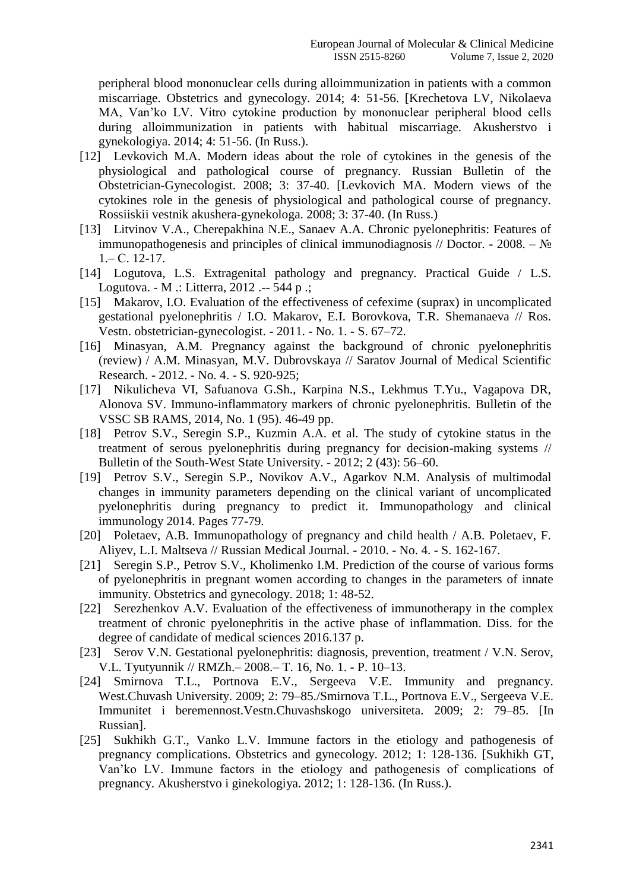peripheral blood mononuclear cells during alloimmunization in patients with a common miscarriage. Obstetrics and gynecology. 2014; 4: 51-56. [Krechetova LV, Nikolaeva MA, Van'ko LV. Vitro cytokine production by mononuclear peripheral blood cells during alloimmunization in patients with habitual miscarriage. Akusherstvo i gynekologiya. 2014; 4: 51-56. (In Russ.).

[12] Levkovich M.A. Modern ideas about the role of cytokines in the genesis of the physiological and pathological course of pregnancy. Russian Bulletin of the Obstetrician-Gynecologist. 2008; 3: 37-40. [Levkovich MA. Modern views of the cytokines role in the genesis of physiological and pathological course of pregnancy. Rossiiskii vestnik akushera-gynekologa. 2008; 3: 37-40. (In Russ.)

[13] Litvinov V.A., Cherepakhina N.E., Sanaev A.A. Chronic pyelonephritis: Features of immunopathogenesis and principles of clinical immunodiagnosis // Doctor. - 2008. – № 1.– C. 12-17.

[14] Logutova, L.S. Extragenital pathology and pregnancy. Practical Guide / L.S. Logutova. - M .: Litterra, 2012 .-- 544 p .;

[15] Makarov, I.O. Evaluation of the effectiveness of cefexime (suprax) in uncomplicated gestational pyelonephritis / I.O. Makarov, E.I. Borovkova, T.R. Shemanaeva // Ros. Vestn. obstetrician-gynecologist. - 2011. - No. 1. - S. 67–72.

[16] Minasyan, A.M. Pregnancy against the background of chronic pyelonephritis (review) / A.M. Minasyan, M.V. Dubrovskaya // Saratov Journal of Medical Scientific Research. - 2012. - No. 4. - S. 920-925;

[17] Nikulicheva VI, Safuanova G.Sh., Karpina N.S., Lekhmus T.Yu., Vagapova DR, Alonova SV. Immuno-inflammatory markers of chronic pyelonephritis. Bulletin of the VSSC SB RAMS, 2014, No. 1 (95). 46-49 pp.

[18] Petrov S.V., Seregin S.P., Kuzmin A.A. et al. The study of cytokine status in the treatment of serous pyelonephritis during pregnancy for decision-making systems // Bulletin of the South-West State University. - 2012; 2 (43): 56–60.

[19] Petrov S.V., Seregin S.P., Novikov A.V., Agarkov N.M. Analysis of multimodal changes in immunity parameters depending on the clinical variant of uncomplicated pyelonephritis during pregnancy to predict it. Immunopathology and clinical immunology 2014. Pages 77-79.

[20] Poletaev, A.B. Immunopathology of pregnancy and child health / A.B. Poletaev, F. Aliyev, L.I. Maltseva // Russian Medical Journal. - 2010. - No. 4. - S. 162-167.

[21] Seregin S.P., Petrov S.V., Kholimenko I.M. Prediction of the course of various forms of pyelonephritis in pregnant women according to changes in the parameters of innate immunity. Obstetrics and gynecology. 2018; 1: 48-52.

[22] Serezhenkov A.V. Evaluation of the effectiveness of immunotherapy in the complex treatment of chronic pyelonephritis in the active phase of inflammation. Diss. for the degree of candidate of medical sciences 2016.137 p.

[23] Serov V.N. Gestational pyelonephritis: diagnosis, prevention, treatment / V.N. Serov, V.L. Tyutyunnik // RMZh.– 2008.– T. 16, No. 1. - P. 10–13.

[24] Smirnova T.L., Portnova E.V., Sergeeva V.E. Immunity and pregnancy. West.Chuvash University. 2009; 2: 79–85./Smirnova T.L., Portnova E.V., Sergeeva V.E. Immunitet i beremennost.Vestn.Chuvashskogo universiteta. 2009; 2: 79–85. [In Russian].

[25] Sukhikh G.T., Vanko L.V. Immune factors in the etiology and pathogenesis of pregnancy complications. Obstetrics and gynecology. 2012; 1: 128-136. [Sukhikh GT, Van'ko LV. Immune factors in the etiology and pathogenesis of complications of pregnancy. Akusherstvo i ginekologiya. 2012; 1: 128-136. (In Russ.).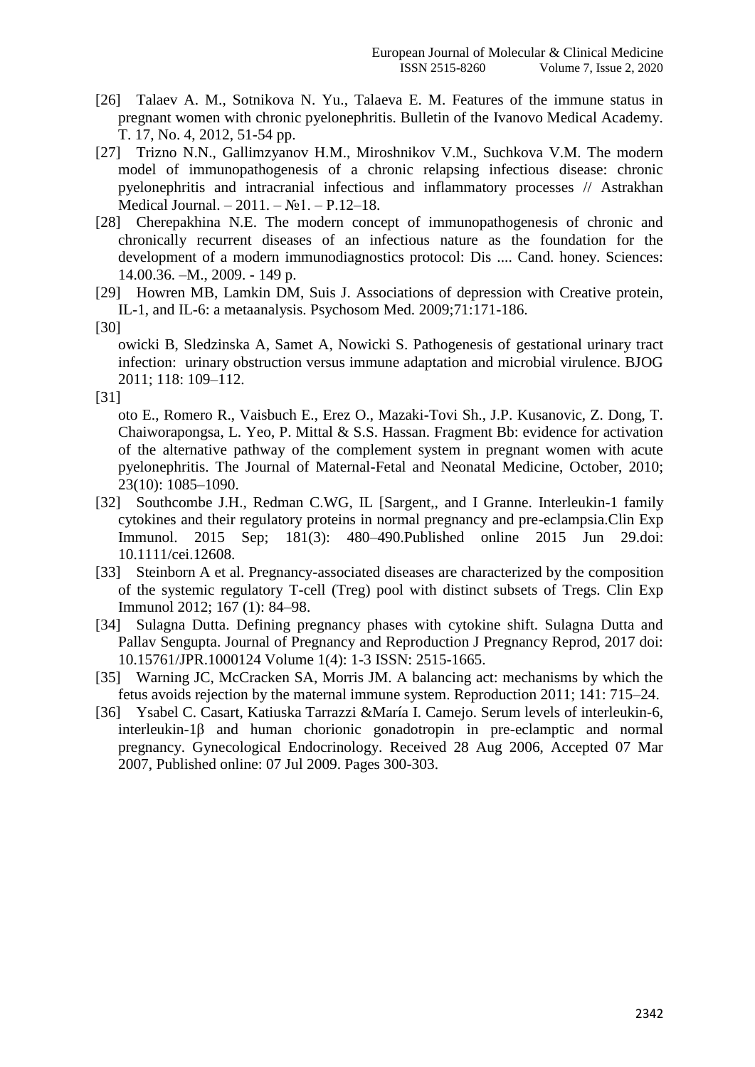[26] Talaev A. M., Sotnikova N. Yu., Talaeva E. M. Features of the immune status in pregnant women with chronic pyelonephritis. Bulletin of the Ivanovo Medical Academy. T. 17, No. 4, 2012, 51-54 pp.

[27] Trizno N.N., Gallimzyanov H.M., Miroshnikov V.M., Suchkova V.M. The modern model of immunopathogenesis of a chronic relapsing infectious disease: chronic pyelonephritis and intracranial infectious and inflammatory processes // Astrakhan Medical Journal. – 2011. – №1. – P.12–18.

[28] Cherepakhina N.E. The modern concept of immunopathogenesis of chronic and chronically recurrent diseases of an infectious nature as the foundation for the development of a modern immunodiagnostics protocol: Dis .... Cand. honey. Sciences: 14.00.36. –M., 2009. - 149 p.

[29] Howren MB, Lamkin DM, Suis J. Associations of depression with Creative protein, IL-1, and IL-6: a metaanalysis. Psychosom Med. 2009;71:171-186.

[30]
owicki B, Sledzinska A, Samet A, Nowicki S. Pathogenesis of gestational urinary tract infection: urinary obstruction versus immune adaptation and microbial virulence. BJOG 2011; 118: 109–112.

[31]
oto E., Romero R., Vaisbuch E., Erez O., Mazaki-Tovi Sh., J.P. Kusanovic, Z. Dong, T. Chaiworapongsa, L. Yeo, P. Mittal & S.S. Hassan. Fragment Bb: evidence for activation of the alternative pathway of the complement system in pregnant women with acute pyelonephritis. The Journal of Maternal-Fetal and Neonatal Medicine, October, 2010; 23(10): 1085–1090.

[32] Southcombe J.H., Redman C.WG, IL [Sargent,, and I Granne. Interleukin-1 family cytokines and their regulatory proteins in normal pregnancy and pre-eclampsia.Clin Exp Immunol. 2015 Sep; 181(3): 480–490.Published online 2015 Jun 29.doi: 10.1111/cei.12608.

[33] Steinborn A et al. Pregnancy-associated diseases are characterized by the composition of the systemic regulatory T-cell (Treg) pool with distinct subsets of Tregs. Clin Exp Immunol 2012; 167 (1): 84–98.

[34] Sulagna Dutta. Defining pregnancy phases with cytokine shift. Sulagna Dutta and Pallav Sengupta. Journal of Pregnancy and Reproduction J Pregnancy Reprod, 2017 doi: 10.15761/JPR.1000124 Volume 1(4): 1-3 ISSN: 2515-1665.

[35] Warning JC, McCracken SA, Morris JM. A balancing act: mechanisms by which the fetus avoids rejection by the maternal immune system. Reproduction 2011; 141: 715–24.

[36] Ysabel C. Casart, Katiuska Tarrazzi &María I. Camejo. Serum levels of interleukin-6, interleukin-1β and human chorionic gonadotropin in pre-eclamptic and normal pregnancy. Gynecological Endocrinology. Received 28 Aug 2006, Accepted 07 Mar 2007, Published online: 07 Jul 2009. Pages 300-303.